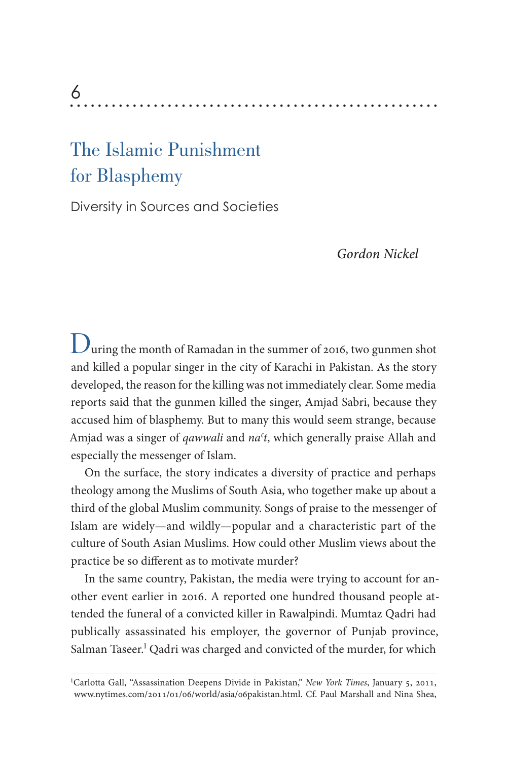6

# The Islamic Punishment for Blasphemy

## Diversity in Sources and Societies

*Gordon Nickel*

During the month of Ramadan in the summer of 2016, two gunmen shot and killed a popular singer in the city of Karachi in Pakistan. As the story developed, the reason for the killing was not immediately clear. Some media reports said that the gunmen killed the singer, Amjad Sabri, because they accused him of blasphemy. But to many this would seem strange, because Amjad was a singer of *qawwali* and *naʿt*, which generally praise Allah and especially the messenger of Islam.

On the surface, the story indicates a diversity of practice and perhaps theology among the Muslims of South Asia, who together make up about a third of the global Muslim community. Songs of praise to the messenger of Islam are widely—and wildly—popular and a characteristic part of the culture of South Asian Muslims. How could other Muslim views about the practice be so different as to motivate murder?

In the same country, Pakistan, the media were trying to account for another event earlier in 2016. A reported one hundred thousand people attended the funeral of a convicted killer in Rawalpindi. Mumtaz Qadri had publically assassinated his employer, the governor of Punjab province, Salman Taseer.[1] Qadri was charged and convicted of the murder, for which

[1] Carlotta Gall, "Assassination Deepens Divide in Pakistan," *New York Times*, January 5, 2011, www.nytimes.com/2011/01/06/world/asia/06pakistan.html. Cf. Paul Marshall and Nina Shea,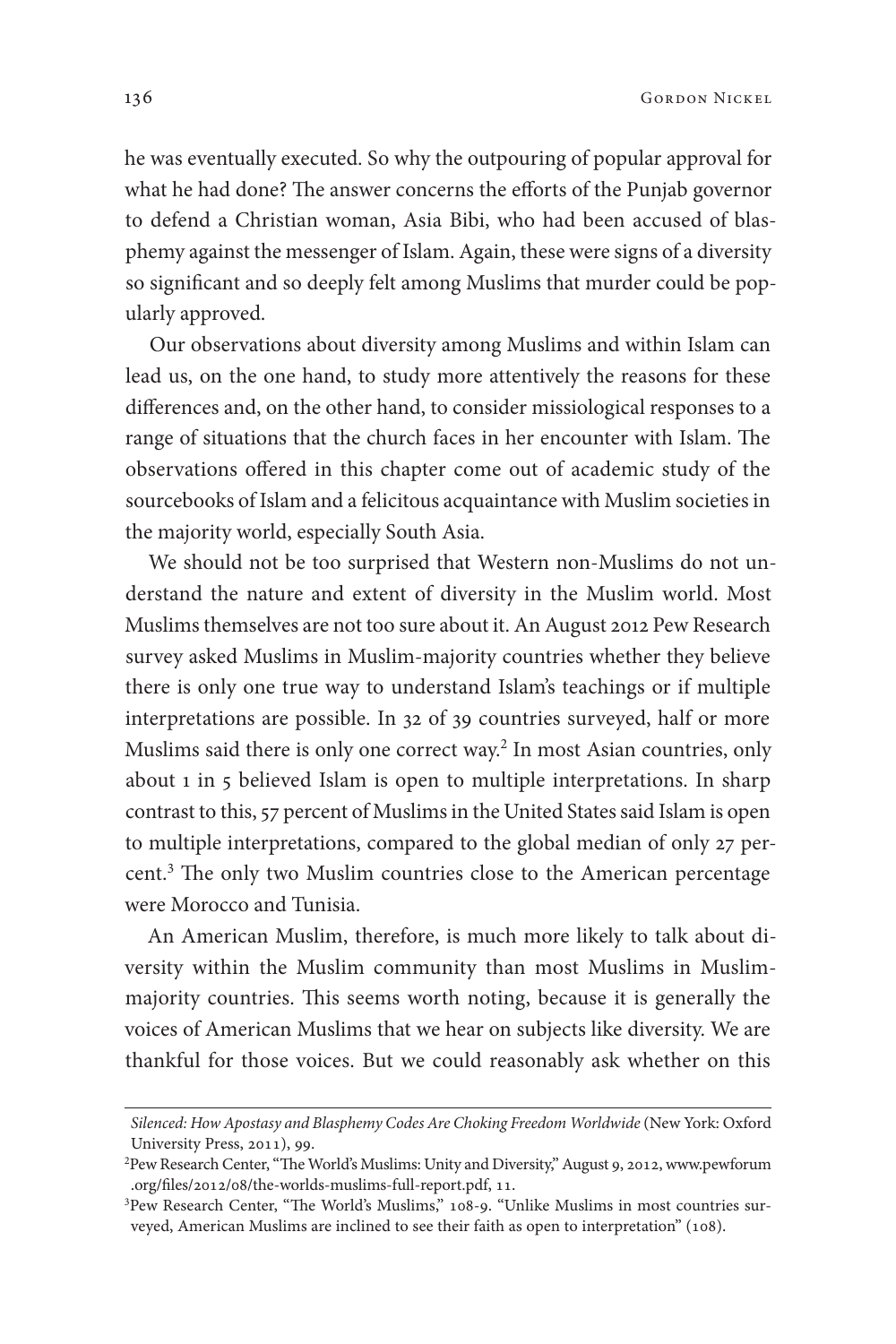he was eventually executed. So why the outpouring of popular approval for what he had done? The answer concerns the efforts of the Punjab governor to defend a Christian woman, Asia Bibi, who had been accused of blasphemy against the messenger of Islam. Again, these were signs of a diversity so significant and so deeply felt among Muslims that murder could be popularly approved.

Our observations about diversity among Muslims and within Islam can lead us, on the one hand, to study more attentively the reasons for these differences and, on the other hand, to consider missiological responses to a range of situations that the church faces in her encounter with Islam. The observations offered in this chapter come out of academic study of the sourcebooks of Islam and a felicitous acquaintance with Muslim societies in the majority world, especially South Asia.

We should not be too surprised that Western non-Muslims do not understand the nature and extent of diversity in the Muslim world. Most Muslims themselves are not too sure about it. An August 2012 Pew Research survey asked Muslims in Muslim-majority countries whether they believe there is only one true way to understand Islam's teachings or if multiple interpretations are possible. In 32 of 39 countries surveyed, half or more Muslims said there is only one correct way.[2] In most Asian countries, only about 1 in 5 believed Islam is open to multiple interpretations. In sharp contrast to this, 57 percent of Muslims in the United States said Islam is open to multiple interpretations, compared to the global median of only 27 percent.[3] The only two Muslim countries close to the American percentage were Morocco and Tunisia.

An American Muslim, therefore, is much more likely to talk about diversity within the Muslim community than most Muslims in Muslim-majority countries. This seems worth noting, because it is generally the voices of American Muslims that we hear on subjects like diversity. We are thankful for those voices. But we could reasonably ask whether on this

---

*Silenced: How Apostasy and Blasphemy Codes Are Choking Freedom Worldwide* (New York: Oxford University Press, 2011), 99.

[2] Pew Research Center, "The World's Muslims: Unity and Diversity," August 9, 2012, www.pewforum.org/files/2012/08/the-worlds-muslims-full-report.pdf, 11.

[3] Pew Research Center, "The World's Muslims," 108-9. "Unlike Muslims in most countries surveyed, American Muslims are inclined to see their faith as open to interpretation" (108).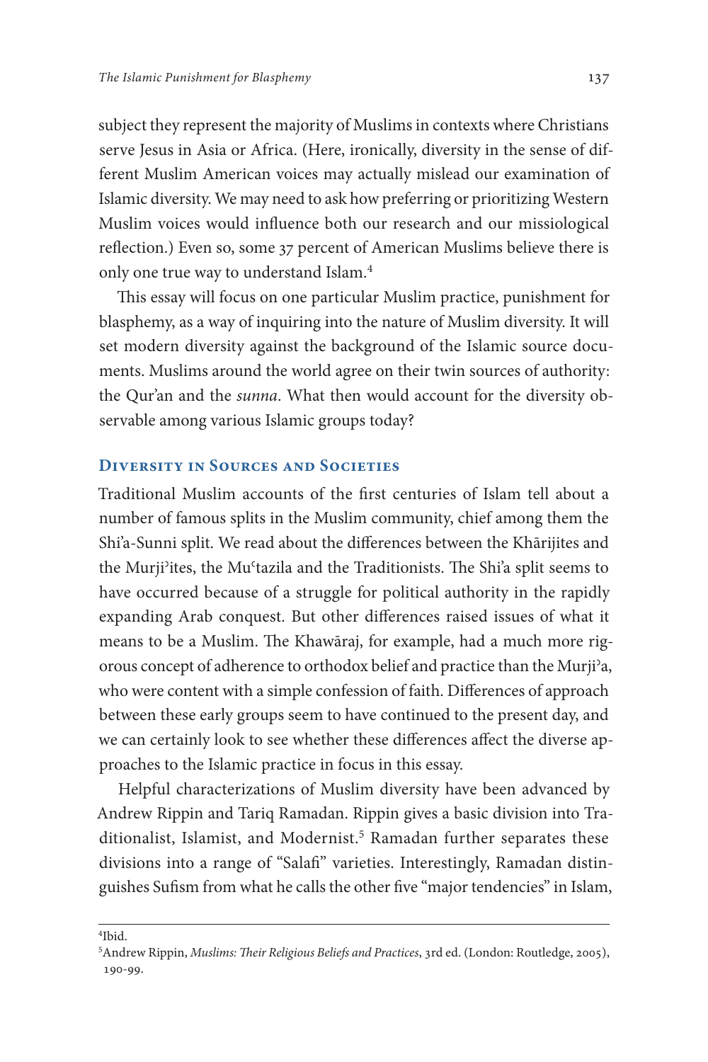subject they represent the majority of Muslims in contexts where Christians serve Jesus in Asia or Africa. (Here, ironically, diversity in the sense of different Muslim American voices may actually mislead our examination of Islamic diversity. We may need to ask how preferring or prioritizing Western Muslim voices would influence both our research and our missiological reflection.) Even so, some 37 percent of American Muslims believe there is only one true way to understand Islam.[4]

This essay will focus on one particular Muslim practice, punishment for blasphemy, as a way of inquiring into the nature of Muslim diversity. It will set modern diversity against the background of the Islamic source documents. Muslims around the world agree on their twin sources of authority: the Qur'an and the *sunna*. What then would account for the diversity observable among various Islamic groups today?

## Diversity in Sources and Societies

Traditional Muslim accounts of the first centuries of Islam tell about a number of famous splits in the Muslim community, chief among them the Shi'a-Sunni split. We read about the differences between the Khārijites and the Murjiʾites, the Muʿtazila and the Traditionists. The Shi'a split seems to have occurred because of a struggle for political authority in the rapidly expanding Arab conquest. But other differences raised issues of what it means to be a Muslim. The Khawāraj, for example, had a much more rigorous concept of adherence to orthodox belief and practice than the Murjiʾa, who were content with a simple confession of faith. Differences of approach between these early groups seem to have continued to the present day, and we can certainly look to see whether these differences affect the diverse approaches to the Islamic practice in focus in this essay.

Helpful characterizations of Muslim diversity have been advanced by Andrew Rippin and Tariq Ramadan. Rippin gives a basic division into Traditionalist, Islamist, and Modernist.[5] Ramadan further separates these divisions into a range of "Salafi" varieties. Interestingly, Ramadan distinguishes Sufism from what he calls the other five "major tendencies" in Islam,

---

[4]Ibid.

[5]Andrew Rippin, *Muslims: Their Religious Beliefs and Practices*, 3rd ed. (London: Routledge, 2005), 190-99.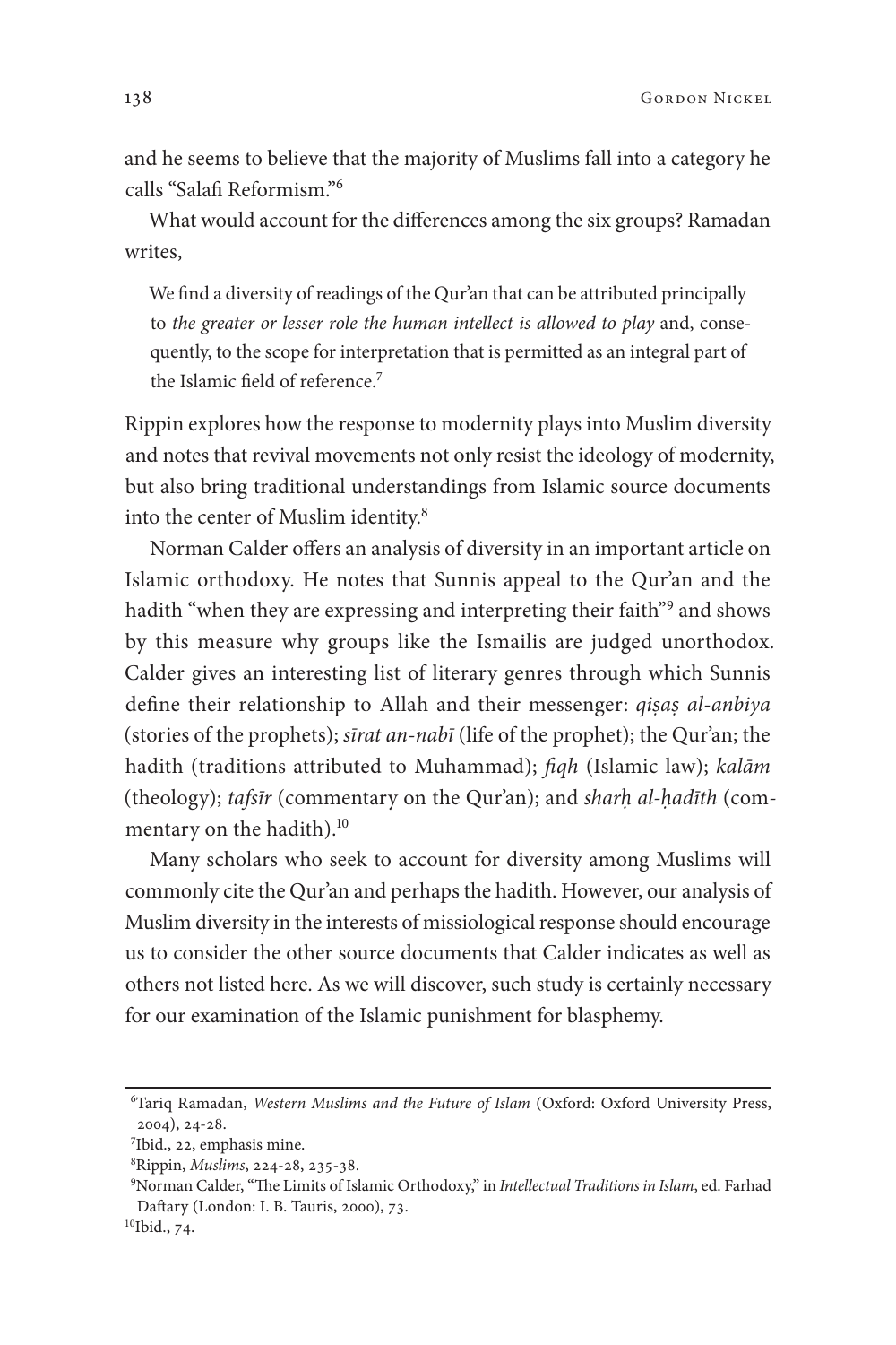and he seems to believe that the majority of Muslims fall into a category he calls "Salafi Reformism."[6]

What would account for the differences among the six groups? Ramadan writes,

> We find a diversity of readings of the Qur'an that can be attributed principally to *the greater or lesser role the human intellect is allowed to play* and, consequently, to the scope for interpretation that is permitted as an integral part of the Islamic field of reference.[7]

Rippin explores how the response to modernity plays into Muslim diversity and notes that revival movements not only resist the ideology of modernity, but also bring traditional understandings from Islamic source documents into the center of Muslim identity.[8]

Norman Calder offers an analysis of diversity in an important article on Islamic orthodoxy. He notes that Sunnis appeal to the Qur'an and the hadith "when they are expressing and interpreting their faith"[9] and shows by this measure why groups like the Ismailis are judged unorthodox. Calder gives an interesting list of literary genres through which Sunnis define their relationship to Allah and their messenger: *qiṣaṣ al-anbiya* (stories of the prophets); *sīrat an-nabī* (life of the prophet); the Qur'an; the hadith (traditions attributed to Muhammad); *fiqh* (Islamic law); *kalām* (theology); *tafsīr* (commentary on the Qur'an); and *sharḥ al-ḥadīth* (commentary on the hadith).[10]

Many scholars who seek to account for diversity among Muslims will commonly cite the Qur'an and perhaps the hadith. However, our analysis of Muslim diversity in the interests of missiological response should encourage us to consider the other source documents that Calder indicates as well as others not listed here. As we will discover, such study is certainly necessary for our examination of the Islamic punishment for blasphemy.

---

[6]Tariq Ramadan, *Western Muslims and the Future of Islam* (Oxford: Oxford University Press, 2004), 24-28.

[7]Ibid., 22, emphasis mine.

[8]Rippin, *Muslims*, 224-28, 235-38.

[9]Norman Calder, "The Limits of Islamic Orthodoxy," in *Intellectual Traditions in Islam*, ed. Farhad Daftary (London: I. B. Tauris, 2000), 73.

[10]Ibid., 74.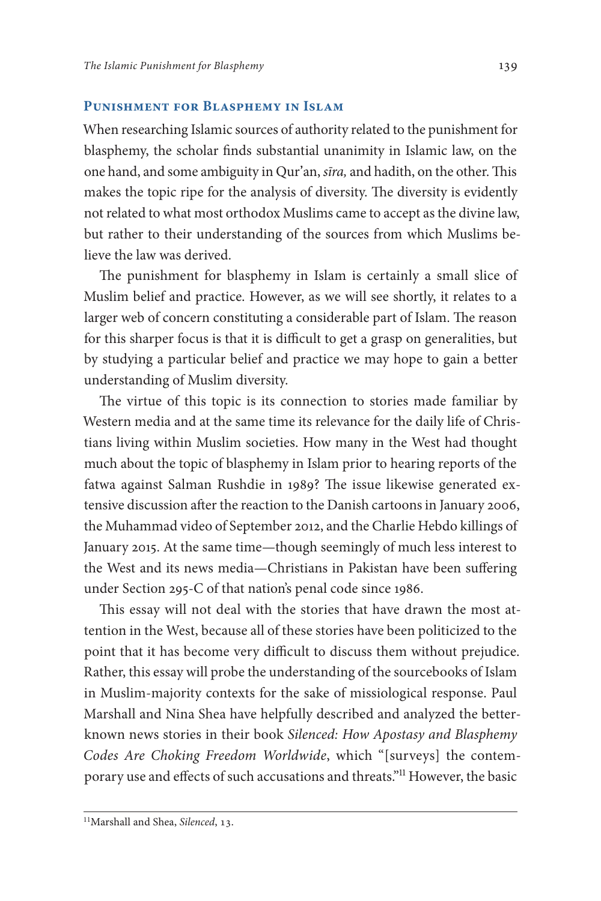## Punishment for Blasphemy in Islam

When researching Islamic sources of authority related to the punishment for blasphemy, the scholar finds substantial unanimity in Islamic law, on the one hand, and some ambiguity in Qur'an, *sīra,* and hadith, on the other. This makes the topic ripe for the analysis of diversity. The diversity is evidently not related to what most orthodox Muslims came to accept as the divine law, but rather to their understanding of the sources from which Muslims believe the law was derived.

The punishment for blasphemy in Islam is certainly a small slice of Muslim belief and practice. However, as we will see shortly, it relates to a larger web of concern constituting a considerable part of Islam. The reason for this sharper focus is that it is difficult to get a grasp on generalities, but by studying a particular belief and practice we may hope to gain a better understanding of Muslim diversity.

The virtue of this topic is its connection to stories made familiar by Western media and at the same time its relevance for the daily life of Christians living within Muslim societies. How many in the West had thought much about the topic of blasphemy in Islam prior to hearing reports of the fatwa against Salman Rushdie in 1989? The issue likewise generated extensive discussion after the reaction to the Danish cartoons in January 2006, the Muhammad video of September 2012, and the Charlie Hebdo killings of January 2015. At the same time—though seemingly of much less interest to the West and its news media—Christians in Pakistan have been suffering under Section 295-C of that nation's penal code since 1986.

This essay will not deal with the stories that have drawn the most attention in the West, because all of these stories have been politicized to the point that it has become very difficult to discuss them without prejudice. Rather, this essay will probe the understanding of the sourcebooks of Islam in Muslim-majority contexts for the sake of missiological response. Paul Marshall and Nina Shea have helpfully described and analyzed the better-known news stories in their book *Silenced: How Apostasy and Blasphemy Codes Are Choking Freedom Worldwide*, which "[surveys] the contemporary use and effects of such accusations and threats."[11] However, the basic

[11] Marshall and Shea, *Silenced*, 13.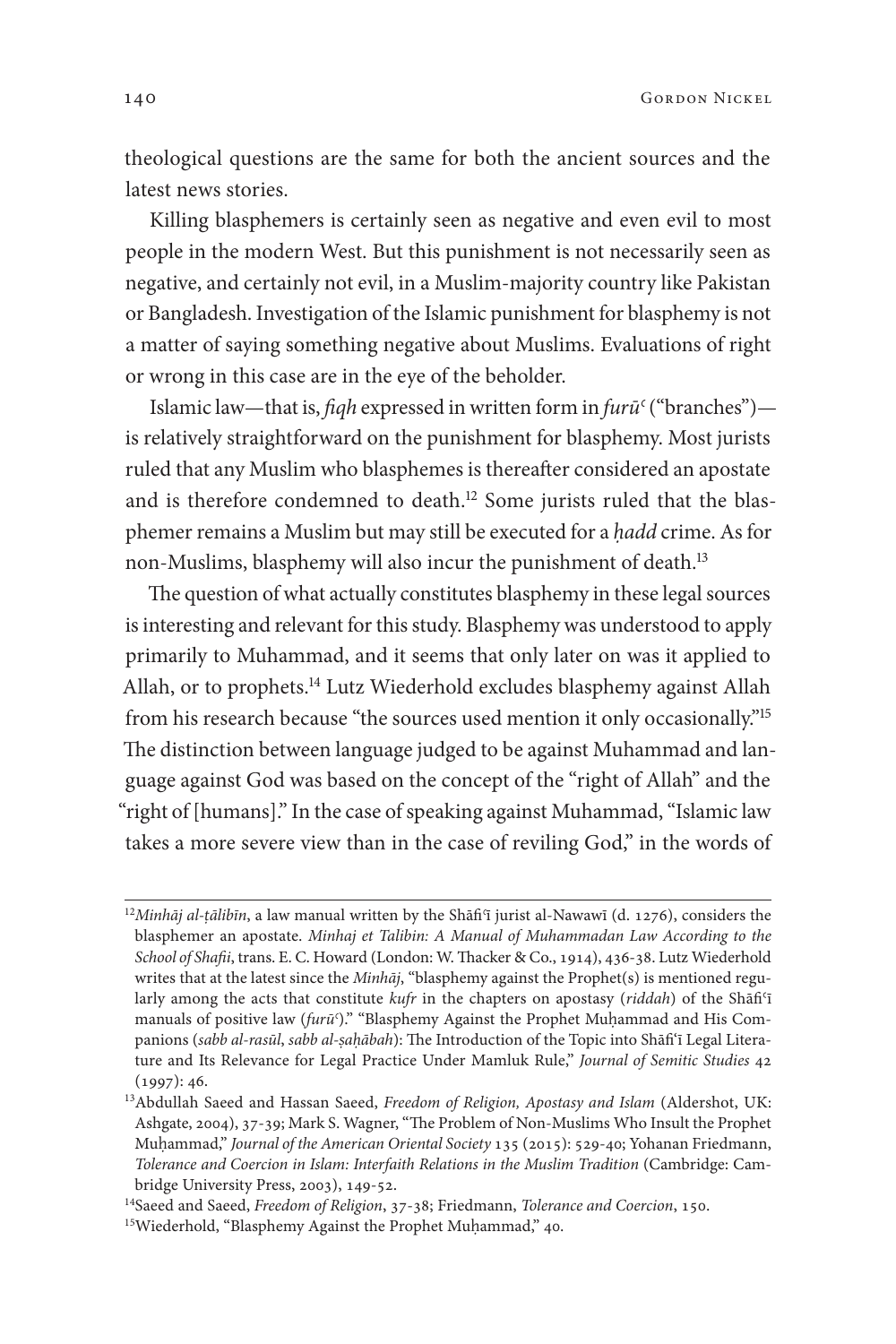theological questions are the same for both the ancient sources and the latest news stories.

Killing blasphemers is certainly seen as negative and even evil to most people in the modern West. But this punishment is not necessarily seen as negative, and certainly not evil, in a Muslim-majority country like Pakistan or Bangladesh. Investigation of the Islamic punishment for blasphemy is not a matter of saying something negative about Muslims. Evaluations of right or wrong in this case are in the eye of the beholder.

Islamic law—that is, *fiqh* expressed in written form in *furūʿ* ("branches")—is relatively straightforward on the punishment for blasphemy. Most jurists ruled that any Muslim who blasphemes is thereafter considered an apostate and is therefore condemned to death.[12] Some jurists ruled that the blasphemer remains a Muslim but may still be executed for a *ḥadd* crime. As for non-Muslims, blasphemy will also incur the punishment of death.[13]

The question of what actually constitutes blasphemy in these legal sources is interesting and relevant for this study. Blasphemy was understood to apply primarily to Muhammad, and it seems that only later on was it applied to Allah, or to prophets.[14] Lutz Wiederhold excludes blasphemy against Allah from his research because "the sources used mention it only occasionally."[15] The distinction between language judged to be against Muhammad and language against God was based on the concept of the "right of Allah" and the "right of [humans]." In the case of speaking against Muhammad, "Islamic law takes a more severe view than in the case of reviling God," in the words of

---

[12] *Minhāj al-ṭālibīn*, a law manual written by the Shāfiʿī jurist al-Nawawī (d. 1276), considers the blasphemer an apostate. *Minhaj et Talibin: A Manual of Muhammadan Law According to the School of Shafii*, trans. E. C. Howard (London: W. Thacker & Co., 1914), 436-38. Lutz Wiederhold writes that at the latest since the *Minhāj*, "blasphemy against the Prophet(s) is mentioned regularly among the acts that constitute *kufr* in the chapters on apostasy (*riddah*) of the Shāfiʿī manuals of positive law (*furūʿ*)." "Blasphemy Against the Prophet Muḥammad and His Companions (*sabb al-rasūl*, *sabb al-ṣaḥābah*): The Introduction of the Topic into Shāfiʿī Legal Literature and Its Relevance for Legal Practice Under Mamluk Rule," *Journal of Semitic Studies* 42 (1997): 46.

[13] Abdullah Saeed and Hassan Saeed, *Freedom of Religion, Apostasy and Islam* (Aldershot, UK: Ashgate, 2004), 37-39; Mark S. Wagner, "The Problem of Non-Muslims Who Insult the Prophet Muḥammad," *Journal of the American Oriental Society* 135 (2015): 529-40; Yohanan Friedmann, *Tolerance and Coercion in Islam: Interfaith Relations in the Muslim Tradition* (Cambridge: Cambridge University Press, 2003), 149-52.

[14] Saeed and Saeed, *Freedom of Religion*, 37-38; Friedmann, *Tolerance and Coercion*, 150.

[15] Wiederhold, "Blasphemy Against the Prophet Muḥammad," 40.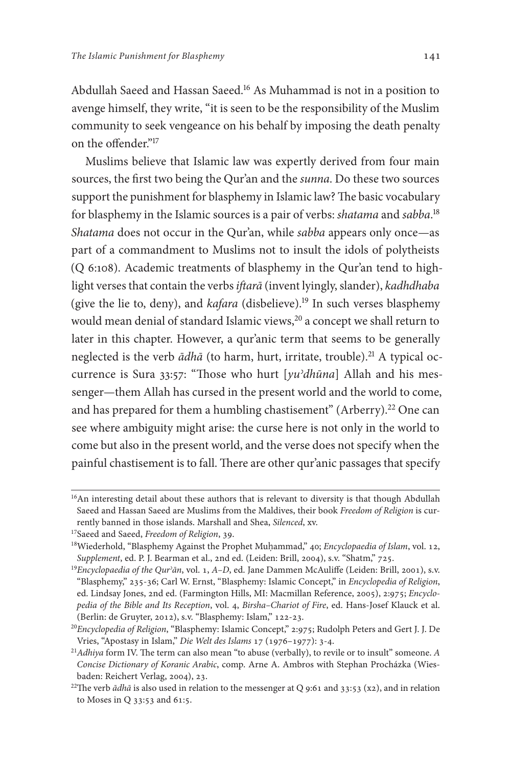Abdullah Saeed and Hassan Saeed.[16] As Muhammad is not in a position to avenge himself, they write, "it is seen to be the responsibility of the Muslim community to seek vengeance on his behalf by imposing the death penalty on the offender."[17]

Muslims believe that Islamic law was expertly derived from four main sources, the first two being the Qur'an and the *sunna*. Do these two sources support the punishment for blasphemy in Islamic law? The basic vocabulary for blasphemy in the Islamic sources is a pair of verbs: *shatama* and *sabba*.[18] *Shatama* does not occur in the Qur'an, while *sabba* appears only once—as part of a commandment to Muslims not to insult the idols of polytheists (Q 6:108). Academic treatments of blasphemy in the Qur'an tend to highlight verses that contain the verbs *iftarā* (invent lyingly, slander), *kadhdhaba* (give the lie to, deny), and *kafara* (disbelieve).[19] In such verses blasphemy would mean denial of standard Islamic views,[20] a concept we shall return to later in this chapter. However, a qur'anic term that seems to be generally neglected is the verb *ādhā* (to harm, hurt, irritate, trouble).[21] A typical occurrence is Sura 33:57: "Those who hurt [*yuʾdhūna*] Allah and his messenger—them Allah has cursed in the present world and the world to come, and has prepared for them a humbling chastisement" (Arberry).[22] One can see where ambiguity might arise: the curse here is not only in the world to come but also in the present world, and the verse does not specify when the painful chastisement is to fall. There are other qur'anic passages that specify

---

[16]An interesting detail about these authors that is relevant to diversity is that though Abdullah Saeed and Hassan Saeed are Muslims from the Maldives, their book *Freedom of Religion* is currently banned in those islands. Marshall and Shea, *Silenced*, xv.

[17]Saeed and Saeed, *Freedom of Religion*, 39.

[18]Wiederhold, "Blasphemy Against the Prophet Muḥammad," 40; *Encyclopaedia of Islam*, vol. 12, *Supplement*, ed. P. J. Bearman et al., 2nd ed. (Leiden: Brill, 2004), s.v. "Shatm," 725.

[19]*Encyclopaedia of the Qurʾān*, vol. 1, *A–D*, ed. Jane Dammen McAuliffe (Leiden: Brill, 2001), s.v. "Blasphemy," 235-36; Carl W. Ernst, "Blasphemy: Islamic Concept," in *Encyclopedia of Religion*, ed. Lindsay Jones, 2nd ed. (Farmington Hills, MI: Macmillan Reference, 2005), 2:975; *Encyclopedia of the Bible and Its Reception*, vol. 4, *Birsha–Chariot of Fire*, ed. Hans-Josef Klauck et al. (Berlin: de Gruyter, 2012), s.v. "Blasphemy: Islam," 122-23.

[20]*Encyclopedia of Religion*, "Blasphemy: Islamic Concept," 2:975; Rudolph Peters and Gert J. J. De Vries, "Apostasy in Islam," *Die Welt des Islams* 17 (1976–1977): 3-4.

[21]*Adhiya* form IV. The term can also mean "to abuse (verbally), to revile or to insult" someone. *A Concise Dictionary of Koranic Arabic*, comp. Arne A. Ambros with Stephan Procházka (Wiesbaden: Reichert Verlag, 2004), 23.

[22]The verb *ādhā* is also used in relation to the messenger at Q 9:61 and 33:53 (x2), and in relation to Moses in Q 33:53 and 61:5.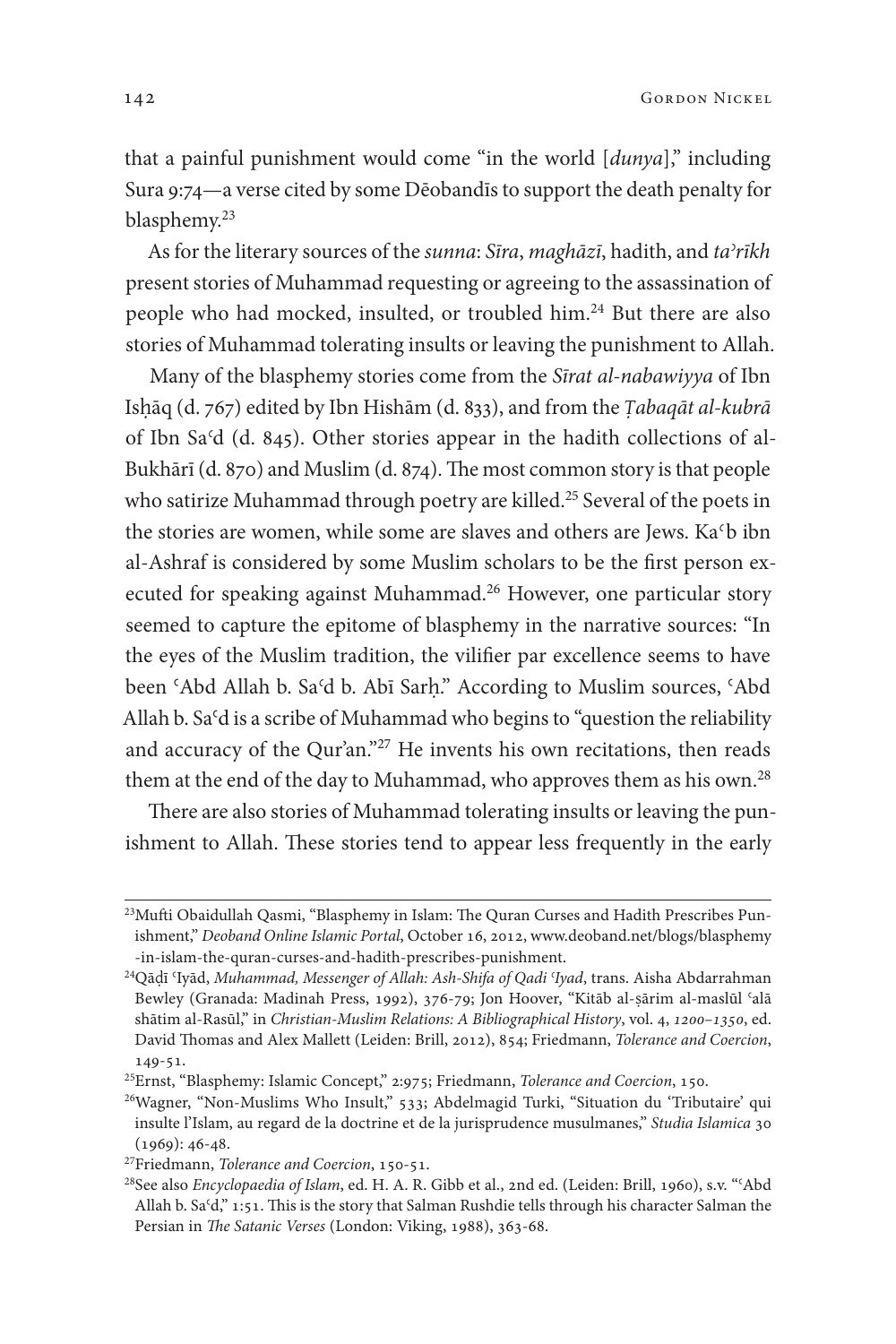that a painful punishment would come "in the world [*dunya*]," including Sura 9:74—a verse cited by some Dēobandīs to support the death penalty for blasphemy.[23]

As for the literary sources of the *sunna*: *Sīra*, *maghāzī*, hadith, and *taʾrīkh* present stories of Muhammad requesting or agreeing to the assassination of people who had mocked, insulted, or troubled him.[24] But there are also stories of Muhammad tolerating insults or leaving the punishment to Allah.

Many of the blasphemy stories come from the *Sīrat al-nabawiyya* of Ibn Isḥāq (d. 767) edited by Ibn Hishām (d. 833), and from the *Ṭabaqāt al-kubrā* of Ibn Saʿd (d. 845). Other stories appear in the hadith collections of al-Bukhārī (d. 870) and Muslim (d. 874). The most common story is that people who satirize Muhammad through poetry are killed.[25] Several of the poets in the stories are women, while some are slaves and others are Jews. Kaʿb ibn al-Ashraf is considered by some Muslim scholars to be the first person executed for speaking against Muhammad.[26] However, one particular story seemed to capture the epitome of blasphemy in the narrative sources: "In the eyes of the Muslim tradition, the vilifier par excellence seems to have been ʿAbd Allah b. Saʿd b. Abī Sarḥ." According to Muslim sources, ʿAbd Allah b. Saʿd is a scribe of Muhammad who begins to "question the reliability and accuracy of the Qur'an."[27] He invents his own recitations, then reads them at the end of the day to Muhammad, who approves them as his own.[28]

There are also stories of Muhammad tolerating insults or leaving the punishment to Allah. These stories tend to appear less frequently in the early

---

[23] Mufti Obaidullah Qasmi, "Blasphemy in Islam: The Quran Curses and Hadith Prescribes Punishment," *Deoband Online Islamic Portal*, October 16, 2012, www.deoband.net/blogs/blasphemy-in-islam-the-quran-curses-and-hadith-prescribes-punishment.

[24] Qāḍī ʿIyād, *Muhammad, Messenger of Allah: Ash-Shifa of Qadi ʿIyad*, trans. Aisha Abdarrahman Bewley (Granada: Madinah Press, 1992), 376-79; Jon Hoover, "Kitāb al-ṣārim al-maslūl ʿalā shātim al-Rasūl," in *Christian-Muslim Relations: A Bibliographical History*, vol. 4, *1200–1350*, ed. David Thomas and Alex Mallett (Leiden: Brill, 2012), 854; Friedmann, *Tolerance and Coercion*, 149-51.

[25] Ernst, "Blasphemy: Islamic Concept," 2:975; Friedmann, *Tolerance and Coercion*, 150.

[26] Wagner, "Non-Muslims Who Insult," 533; Abdelmagid Turki, "Situation du 'Tributaire' qui insulte l'Islam, au regard de la doctrine et de la jurisprudence musulmanes," *Studia Islamica* 30 (1969): 46-48.

[27] Friedmann, *Tolerance and Coercion*, 150-51.

[28] See also *Encyclopaedia of Islam*, ed. H. A. R. Gibb et al., 2nd ed. (Leiden: Brill, 1960), s.v. "ʿAbd Allah b. Saʿd," 1:51. This is the story that Salman Rushdie tells through his character Salman the Persian in *The Satanic Verses* (London: Viking, 1988), 363-68.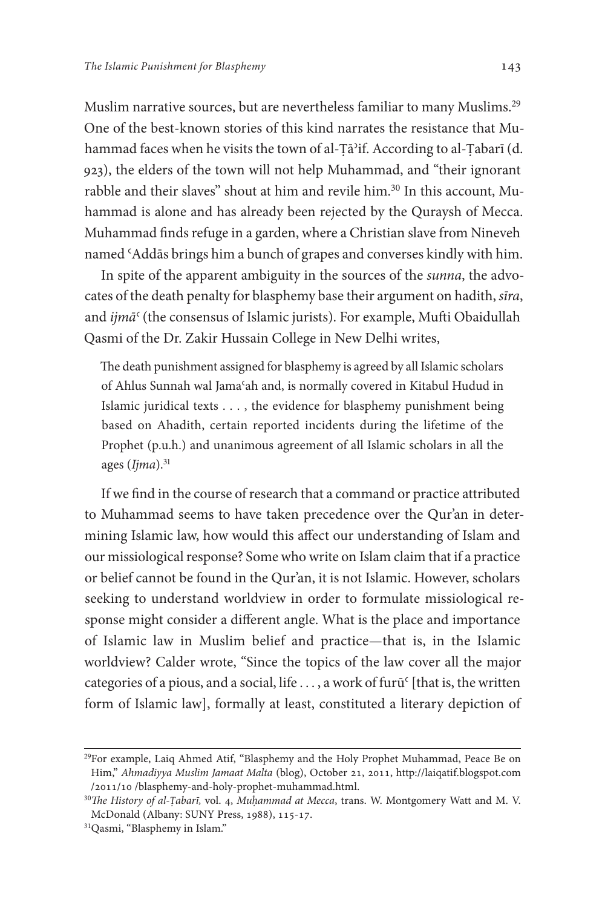Muslim narrative sources, but are nevertheless familiar to many Muslims.[29] One of the best-known stories of this kind narrates the resistance that Muhammad faces when he visits the town of al-Ṭāʾif. According to al-Ṭabarī (d. 923), the elders of the town will not help Muhammad, and "their ignorant rabble and their slaves" shout at him and revile him.[30] In this account, Muhammad is alone and has already been rejected by the Quraysh of Mecca. Muhammad finds refuge in a garden, where a Christian slave from Nineveh named ʿAddās brings him a bunch of grapes and converses kindly with him.

In spite of the apparent ambiguity in the sources of the *sunna*, the advocates of the death penalty for blasphemy base their argument on hadith, *sīra*, and *ijmāʿ* (the consensus of Islamic jurists). For example, Mufti Obaidullah Qasmi of the Dr. Zakir Hussain College in New Delhi writes,

> The death punishment assigned for blasphemy is agreed by all Islamic scholars of Ahlus Sunnah wal Jamaʿah and, is normally covered in Kitabul Hudud in Islamic juridical texts . . . , the evidence for blasphemy punishment being based on Ahadith, certain reported incidents during the lifetime of the Prophet (p.u.h.) and unanimous agreement of all Islamic scholars in all the ages (*Ijma*).[31]

If we find in the course of research that a command or practice attributed to Muhammad seems to have taken precedence over the Qur'an in determining Islamic law, how would this affect our understanding of Islam and our missiological response? Some who write on Islam claim that if a practice or belief cannot be found in the Qur'an, it is not Islamic. However, scholars seeking to understand worldview in order to formulate missiological response might consider a different angle. What is the place and importance of Islamic law in Muslim belief and practice—that is, in the Islamic worldview? Calder wrote, "Since the topics of the law cover all the major categories of a pious, and a social, life . . . , a work of furūʿ [that is, the written form of Islamic law], formally at least, constituted a literary depiction of

---

[29] For example, Laiq Ahmed Atif, "Blasphemy and the Holy Prophet Muhammad, Peace Be on Him," *Ahmadiyya Muslim Jamaat Malta* (blog), October 21, 2011, http://laiqatif.blogspot.com/2011/10 /blasphemy-and-holy-prophet-muhammad.html.

[30] *The History of al-Ṭabarī*, vol. 4, *Muḥammad at Mecca*, trans. W. Montgomery Watt and M. V. McDonald (Albany: SUNY Press, 1988), 115-17.

[31] Qasmi, "Blasphemy in Islam."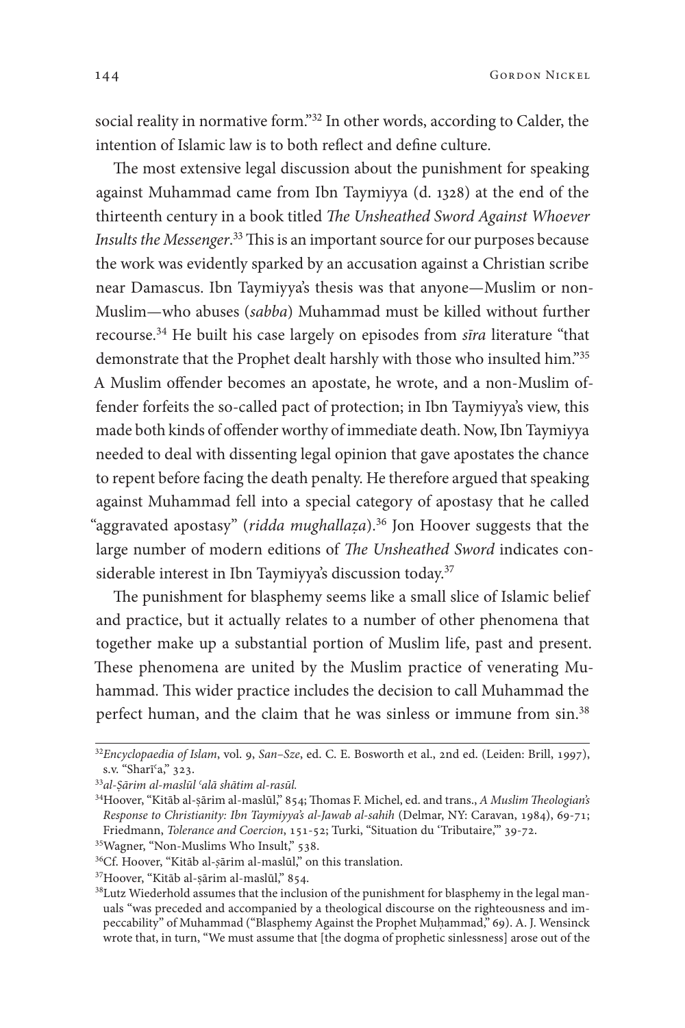social reality in normative form."[32] In other words, according to Calder, the intention of Islamic law is to both reflect and define culture.

The most extensive legal discussion about the punishment for speaking against Muhammad came from Ibn Taymiyya (d. 1328) at the end of the thirteenth century in a book titled *The Unsheathed Sword Against Whoever Insults the Messenger*.[33] This is an important source for our purposes because the work was evidently sparked by an accusation against a Christian scribe near Damascus. Ibn Taymiyya's thesis was that anyone—Muslim or non-Muslim—who abuses (*sabba*) Muhammad must be killed without further recourse.[34] He built his case largely on episodes from *sīra* literature "that demonstrate that the Prophet dealt harshly with those who insulted him."[35] A Muslim offender becomes an apostate, he wrote, and a non-Muslim offender forfeits the so-called pact of protection; in Ibn Taymiyya's view, this made both kinds of offender worthy of immediate death. Now, Ibn Taymiyya needed to deal with dissenting legal opinion that gave apostates the chance to repent before facing the death penalty. He therefore argued that speaking against Muhammad fell into a special category of apostasy that he called "aggravated apostasy" (*ridda mughallaẓa*).[36] Jon Hoover suggests that the large number of modern editions of *The Unsheathed Sword* indicates considerable interest in Ibn Taymiyya's discussion today.[37]

The punishment for blasphemy seems like a small slice of Islamic belief and practice, but it actually relates to a number of other phenomena that together make up a substantial portion of Muslim life, past and present. These phenomena are united by the Muslim practice of venerating Muhammad. This wider practice includes the decision to call Muhammad the perfect human, and the claim that he was sinless or immune from sin.[38]

---

[32] *Encyclopaedia of Islam*, vol. 9, *San–Sze*, ed. C. E. Bosworth et al., 2nd ed. (Leiden: Brill, 1997), s.v. "Sharīʿa," 323.

[33] *al-Ṣārim al-maslūl ʿalā shātim al-rasūl.*

[34] Hoover, "Kitāb al-ṣārim al-maslūl," 854; Thomas F. Michel, ed. and trans., *A Muslim Theologian's Response to Christianity: Ibn Taymiyya's al-Jawab al-sahih* (Delmar, NY: Caravan, 1984), 69-71; Friedmann, *Tolerance and Coercion*, 151-52; Turki, "Situation du 'Tributaire,'" 39-72.

[35] Wagner, "Non-Muslims Who Insult," 538.

[36] Cf. Hoover, "Kitāb al-ṣārim al-maslūl," on this translation.

[37] Hoover, "Kitāb al-ṣārim al-maslūl," 854.

[38] Lutz Wiederhold assumes that the inclusion of the punishment for blasphemy in the legal manuals "was preceded and accompanied by a theological discourse on the righteousness and impeccability" of Muhammad ("Blasphemy Against the Prophet Muḥammad," 69). A. J. Wensinck wrote that, in turn, "We must assume that [the dogma of prophetic sinlessness] arose out of the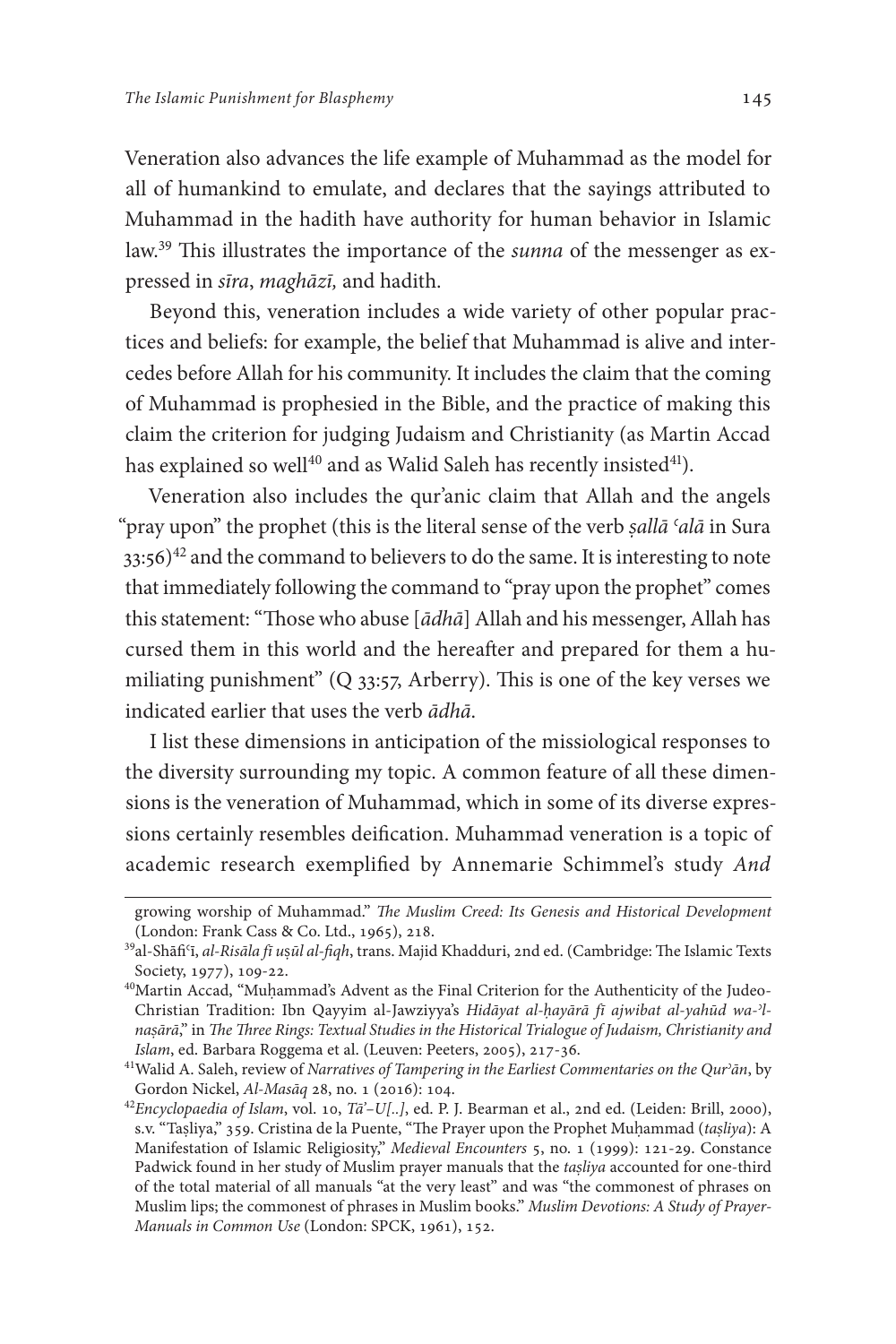Veneration also advances the life example of Muhammad as the model for all of humankind to emulate, and declares that the sayings attributed to Muhammad in the hadith have authority for human behavior in Islamic law.[39] This illustrates the importance of the *sunna* of the messenger as expressed in *sīra*, *maghāzī,* and hadith.

Beyond this, veneration includes a wide variety of other popular practices and beliefs: for example, the belief that Muhammad is alive and intercedes before Allah for his community. It includes the claim that the coming of Muhammad is prophesied in the Bible, and the practice of making this claim the criterion for judging Judaism and Christianity (as Martin Accad has explained so well[40] and as Walid Saleh has recently insisted[41]).

Veneration also includes the qur'anic claim that Allah and the angels "pray upon" the prophet (this is the literal sense of the verb *ṣallā ʿalā* in Sura 33:56)[42] and the command to believers to do the same. It is interesting to note that immediately following the command to "pray upon the prophet" comes this statement: "Those who abuse [*ādhā*] Allah and his messenger, Allah has cursed them in this world and the hereafter and prepared for them a humiliating punishment" (Q 33:57, Arberry). This is one of the key verses we indicated earlier that uses the verb *ādhā*.

I list these dimensions in anticipation of the missiological responses to the diversity surrounding my topic. A common feature of all these dimensions is the veneration of Muhammad, which in some of its diverse expressions certainly resembles deification. Muhammad veneration is a topic of academic research exemplified by Annemarie Schimmel's study *And*

---

growing worship of Muhammad." *The Muslim Creed: Its Genesis and Historical Development* (London: Frank Cass & Co. Ltd., 1965), 218.

[39] al-Shāfiʿī, *al-Risāla fī uṣūl al-fiqh*, trans. Majid Khadduri, 2nd ed. (Cambridge: The Islamic Texts Society, 1977), 109-22.

[40] Martin Accad, "Muḥammad's Advent as the Final Criterion for the Authenticity of the Judeo-Christian Tradition: Ibn Qayyim al-Jawziyya's *Hidāyat al-ḥayārā fī ajwibat al-yahūd wa-ʾl-naṣārā*," in *The Three Rings: Textual Studies in the Historical Trialogue of Judaism, Christianity and Islam*, ed. Barbara Roggema et al. (Leuven: Peeters, 2005), 217-36.

[41] Walid A. Saleh, review of *Narratives of Tampering in the Earliest Commentaries on the Qurʾān*, by Gordon Nickel, *Al-Masāq* 28, no. 1 (2016): 104.

[42] *Encyclopaedia of Islam*, vol. 10, *Tāʾ–U[..]*, ed. P. J. Bearman et al., 2nd ed. (Leiden: Brill, 2000), s.v. "Taṣliya," 359. Cristina de la Puente, "The Prayer upon the Prophet Muḥammad (*taṣliya*): A Manifestation of Islamic Religiosity," *Medieval Encounters* 5, no. 1 (1999): 121-29. Constance Padwick found in her study of Muslim prayer manuals that the *taṣliya* accounted for one-third of the total material of all manuals "at the very least" and was "the commonest of phrases on Muslim lips; the commonest of phrases in Muslim books." *Muslim Devotions: A Study of Prayer-Manuals in Common Use* (London: SPCK, 1961), 152.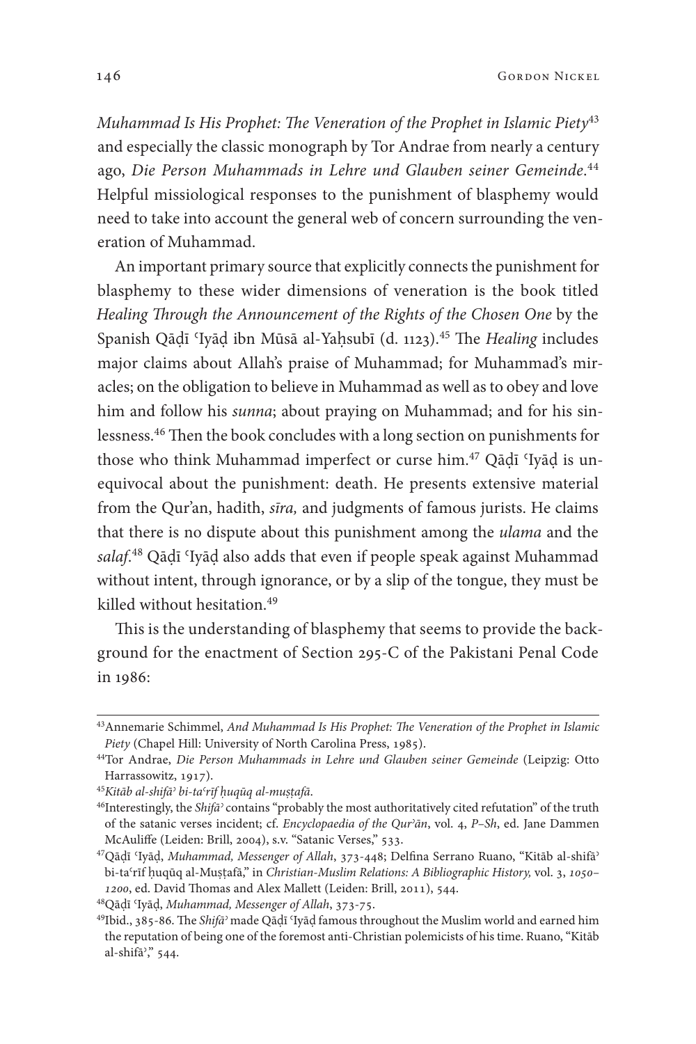*Muhammad Is His Prophet: The Veneration of the Prophet in Islamic Piety*[43] and especially the classic monograph by Tor Andrae from nearly a century ago, *Die Person Muhammads in Lehre und Glauben seiner Gemeinde*.[44] Helpful missiological responses to the punishment of blasphemy would need to take into account the general web of concern surrounding the veneration of Muhammad.

An important primary source that explicitly connects the punishment for blasphemy to these wider dimensions of veneration is the book titled *Healing Through the Announcement of the Rights of the Chosen One* by the Spanish Qāḍī ʿIyāḍ ibn Mūsā al-Yaḥsubī (d. 1123).[45] The *Healing* includes major claims about Allah's praise of Muhammad; for Muhammad's miracles; on the obligation to believe in Muhammad as well as to obey and love him and follow his *sunna*; about praying on Muhammad; and for his sinlessness.[46] Then the book concludes with a long section on punishments for those who think Muhammad imperfect or curse him.[47] Qāḍī ʿIyāḍ is unequivocal about the punishment: death. He presents extensive material from the Qur'an, hadith, *sīra,* and judgments of famous jurists. He claims that there is no dispute about this punishment among the *ulama* and the *salaf*.[48] Qāḍī ʿIyāḍ also adds that even if people speak against Muhammad without intent, through ignorance, or by a slip of the tongue, they must be killed without hesitation.[49]

This is the understanding of blasphemy that seems to provide the background for the enactment of Section 295-C of the Pakistani Penal Code in 1986:

---

[43] Annemarie Schimmel, *And Muhammad Is His Prophet: The Veneration of the Prophet in Islamic Piety* (Chapel Hill: University of North Carolina Press, 1985).

[44] Tor Andrae, *Die Person Muhammads in Lehre und Glauben seiner Gemeinde* (Leipzig: Otto Harrassowitz, 1917).

[45] *Kitāb al-shifāʾ bi-taʿrīf ḥuqūq al-muṣṭafā*.

[46] Interestingly, the *Shifāʾ* contains "probably the most authoritatively cited refutation" of the truth of the satanic verses incident; cf. *Encyclopaedia of the Qurʾān*, vol. 4, *P–Sh*, ed. Jane Dammen McAuliffe (Leiden: Brill, 2004), s.v. "Satanic Verses," 533.

[47] Qāḍī ʿIyāḍ, *Muhammad, Messenger of Allah*, 373-448; Delfina Serrano Ruano, "Kitāb al-shifāʾ bi-taʿrīf ḥuqūq al-Muṣṭafā," in *Christian-Muslim Relations: A Bibliographic History,* vol. 3, *1050–1200*, ed. David Thomas and Alex Mallett (Leiden: Brill, 2011), 544.

[48] Qāḍī ʿIyāḍ, *Muhammad, Messenger of Allah*, 373-75.

[49] Ibid., 385-86. The *Shifāʾ* made Qāḍī ʿIyāḍ famous throughout the Muslim world and earned him the reputation of being one of the foremost anti-Christian polemicists of his time. Ruano, "Kitāb al-shifāʾ," 544.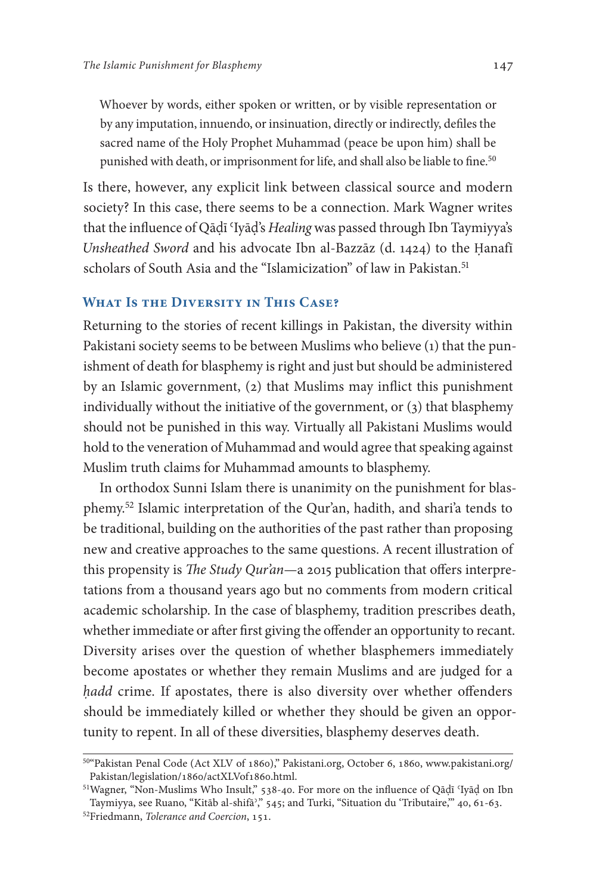> Whoever by words, either spoken or written, or by visible representation or by any imputation, innuendo, or insinuation, directly or indirectly, defiles the sacred name of the Holy Prophet Muhammad (peace be upon him) shall be punished with death, or imprisonment for life, and shall also be liable to fine.[50]

Is there, however, any explicit link between classical source and modern society? In this case, there seems to be a connection. Mark Wagner writes that the influence of Qāḍī ʿIyāḍ's *Healing* was passed through Ibn Taymiyya's *Unsheathed Sword* and his advocate Ibn al-Bazzāz (d. 1424) to the Ḥanafī scholars of South Asia and the "Islamicization" of law in Pakistan.[51]

## What Is the Diversity in This Case?

Returning to the stories of recent killings in Pakistan, the diversity within Pakistani society seems to be between Muslims who believe (1) that the punishment of death for blasphemy is right and just but should be administered by an Islamic government, (2) that Muslims may inflict this punishment individually without the initiative of the government, or (3) that blasphemy should not be punished in this way. Virtually all Pakistani Muslims would hold to the veneration of Muhammad and would agree that speaking against Muslim truth claims for Muhammad amounts to blasphemy.

In orthodox Sunni Islam there is unanimity on the punishment for blasphemy.[52] Islamic interpretation of the Qur'an, hadith, and shari'a tends to be traditional, building on the authorities of the past rather than proposing new and creative approaches to the same questions. A recent illustration of this propensity is *The Study Qur'an*—a 2015 publication that offers interpretations from a thousand years ago but no comments from modern critical academic scholarship. In the case of blasphemy, tradition prescribes death, whether immediate or after first giving the offender an opportunity to recant. Diversity arises over the question of whether blasphemers immediately become apostates or whether they remain Muslims and are judged for a *ḥadd* crime. If apostates, there is also diversity over whether offenders should be immediately killed or whether they should be given an opportunity to repent. In all of these diversities, blasphemy deserves death.

---

[50] "Pakistan Penal Code (Act XLV of 1860)," Pakistani.org, October 6, 1860, www.pakistani.org/Pakistan/legislation/1860/actXLVof1860.html.

[51] Wagner, "Non-Muslims Who Insult," 538-40. For more on the influence of Qāḍī ʿIyāḍ on Ibn Taymiyya, see Ruano, "Kitāb al-shifā'," 545; and Turki, "Situation du 'Tributaire,'" 40, 61-63.

[52] Friedmann, *Tolerance and Coercion*, 151.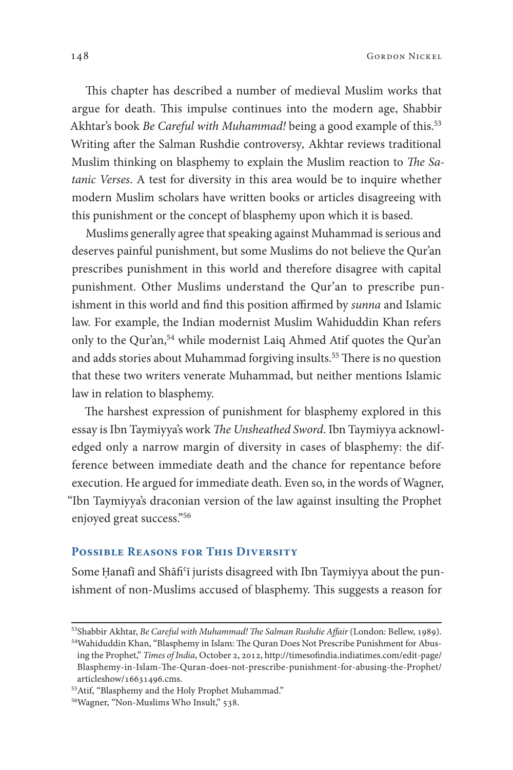This chapter has described a number of medieval Muslim works that argue for death. This impulse continues into the modern age, Shabbir Akhtar's book *Be Careful with Muhammad!* being a good example of this.[53] Writing after the Salman Rushdie controversy, Akhtar reviews traditional Muslim thinking on blasphemy to explain the Muslim reaction to *The Satanic Verses*. A test for diversity in this area would be to inquire whether modern Muslim scholars have written books or articles disagreeing with this punishment or the concept of blasphemy upon which it is based.

Muslims generally agree that speaking against Muhammad is serious and deserves painful punishment, but some Muslims do not believe the Qur'an prescribes punishment in this world and therefore disagree with capital punishment. Other Muslims understand the Qur'an to prescribe punishment in this world and find this position affirmed by *sunna* and Islamic law. For example, the Indian modernist Muslim Wahiduddin Khan refers only to the Qur'an,[54] while modernist Laiq Ahmed Atif quotes the Qur'an and adds stories about Muhammad forgiving insults.[55] There is no question that these two writers venerate Muhammad, but neither mentions Islamic law in relation to blasphemy.

The harshest expression of punishment for blasphemy explored in this essay is Ibn Taymiyya's work *The Unsheathed Sword*. Ibn Taymiyya acknowledged only a narrow margin of diversity in cases of blasphemy: the difference between immediate death and the chance for repentance before execution. He argued for immediate death. Even so, in the words of Wagner, "Ibn Taymiyya's draconian version of the law against insulting the Prophet enjoyed great success."[56]

## Possible Reasons for This Diversity

Some Ḥanafī and Shāfiʿī jurists disagreed with Ibn Taymiyya about the punishment of non-Muslims accused of blasphemy. This suggests a reason for

---

[53] Shabbir Akhtar, *Be Careful with Muhammad! The Salman Rushdie Affair* (London: Bellew, 1989).

[54] Wahiduddin Khan, "Blasphemy in Islam: The Quran Does Not Prescribe Punishment for Abusing the Prophet," *Times of India*, October 2, 2012, http://timesofindia.indiatimes.com/edit-page/Blasphemy-in-Islam-The-Quran-does-not-prescribe-punishment-for-abusing-the-Prophet/articleshow/16631496.cms.

[55] Atif, "Blasphemy and the Holy Prophet Muhammad."

[56] Wagner, "Non-Muslims Who Insult," 538.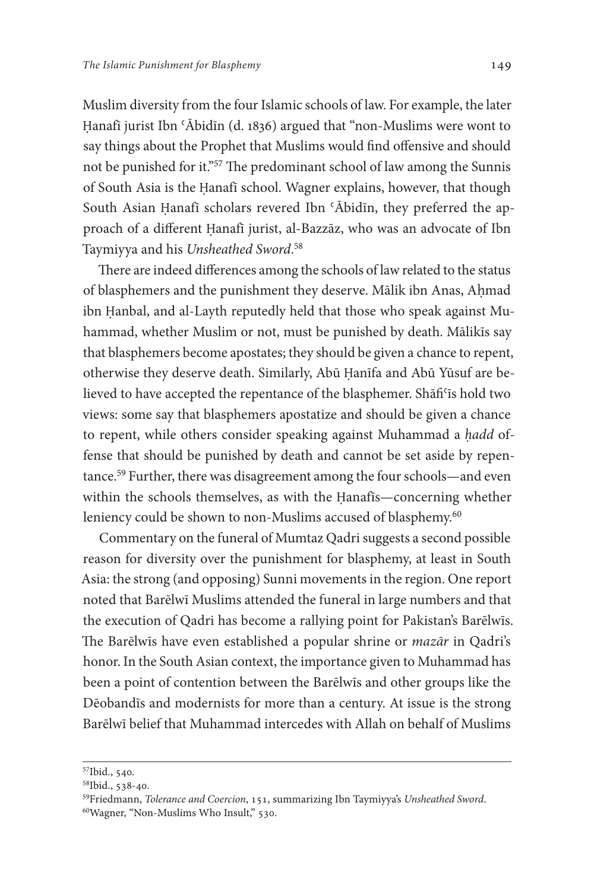Muslim diversity from the four Islamic schools of law. For example, the later Ḥanafī jurist Ibn ʿĀbidīn (d. 1836) argued that "non-Muslims were wont to say things about the Prophet that Muslims would find offensive and should not be punished for it."[57] The predominant school of law among the Sunnis of South Asia is the Ḥanafī school. Wagner explains, however, that though South Asian Ḥanafī scholars revered Ibn ʿĀbidīn, they preferred the approach of a different Ḥanafī jurist, al-Bazzāz, who was an advocate of Ibn Taymiyya and his *Unsheathed Sword*.[58]

There are indeed differences among the schools of law related to the status of blasphemers and the punishment they deserve. Mālik ibn Anas, Aḥmad ibn Ḥanbal, and al-Layth reputedly held that those who speak against Muhammad, whether Muslim or not, must be punished by death. Mālikīs say that blasphemers become apostates; they should be given a chance to repent, otherwise they deserve death. Similarly, Abū Ḥanīfa and Abū Yūsuf are believed to have accepted the repentance of the blasphemer. Shāfiʿīs hold two views: some say that blasphemers apostatize and should be given a chance to repent, while others consider speaking against Muhammad a *ḥadd* offense that should be punished by death and cannot be set aside by repentance.[59] Further, there was disagreement among the four schools—and even within the schools themselves, as with the Ḥanafīs—concerning whether leniency could be shown to non-Muslims accused of blasphemy.[60]

Commentary on the funeral of Mumtaz Qadri suggests a second possible reason for diversity over the punishment for blasphemy, at least in South Asia: the strong (and opposing) Sunni movements in the region. One report noted that Barēlwī Muslims attended the funeral in large numbers and that the execution of Qadri has become a rallying point for Pakistan's Barēlwīs. The Barēlwīs have even established a popular shrine or *mazār* in Qadri's honor. In the South Asian context, the importance given to Muhammad has been a point of contention between the Barēlwīs and other groups like the Dēobandīs and modernists for more than a century. At issue is the strong Barēlwī belief that Muhammad intercedes with Allah on behalf of Muslims

---

[57] Ibid., 540.

[58] Ibid., 538-40.

[59] Friedmann, *Tolerance and Coercion*, 151, summarizing Ibn Taymiyya's *Unsheathed Sword*.

[60] Wagner, "Non-Muslims Who Insult," 530.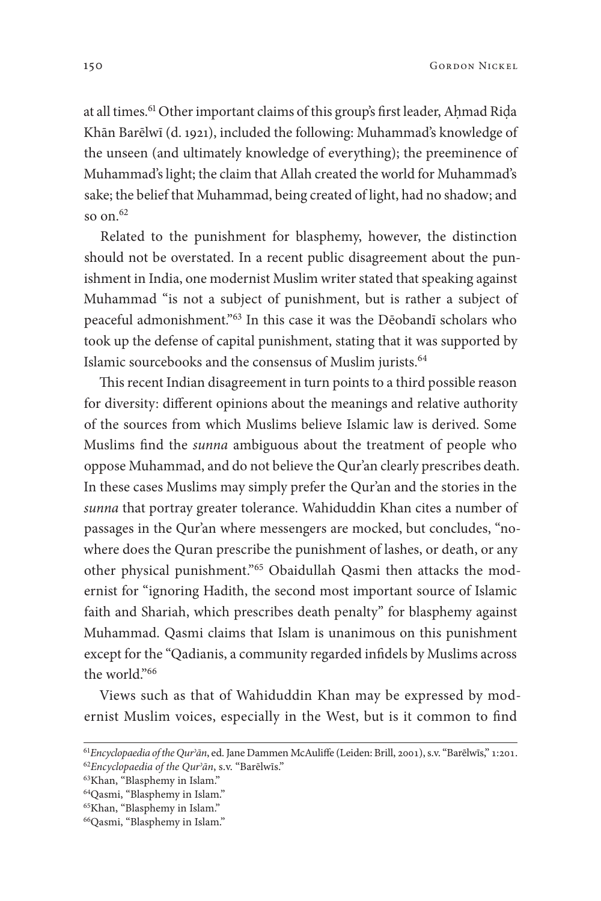at all times.[61] Other important claims of this group's first leader, Aḥmad Riḍa Khān Barēlwī (d. 1921), included the following: Muhammad's knowledge of the unseen (and ultimately knowledge of everything); the preeminence of Muhammad's light; the claim that Allah created the world for Muhammad's sake; the belief that Muhammad, being created of light, had no shadow; and so on.[62]

Related to the punishment for blasphemy, however, the distinction should not be overstated. In a recent public disagreement about the punishment in India, one modernist Muslim writer stated that speaking against Muhammad "is not a subject of punishment, but is rather a subject of peaceful admonishment."[63] In this case it was the Dēobandī scholars who took up the defense of capital punishment, stating that it was supported by Islamic sourcebooks and the consensus of Muslim jurists.[64]

This recent Indian disagreement in turn points to a third possible reason for diversity: different opinions about the meanings and relative authority of the sources from which Muslims believe Islamic law is derived. Some Muslims find the *sunna* ambiguous about the treatment of people who oppose Muhammad, and do not believe the Qur'an clearly prescribes death. In these cases Muslims may simply prefer the Qur'an and the stories in the *sunna* that portray greater tolerance. Wahiduddin Khan cites a number of passages in the Qur'an where messengers are mocked, but concludes, "nowhere does the Quran prescribe the punishment of lashes, or death, or any other physical punishment."[65] Obaidullah Qasmi then attacks the modernist for "ignoring Hadith, the second most important source of Islamic faith and Shariah, which prescribes death penalty" for blasphemy against Muhammad. Qasmi claims that Islam is unanimous on this punishment except for the "Qadianis, a community regarded infidels by Muslims across the world."[66]

Views such as that of Wahiduddin Khan may be expressed by modernist Muslim voices, especially in the West, but is it common to find

---

[61] *Encyclopaedia of the Qurʾān*, ed. Jane Dammen McAuliffe (Leiden: Brill, 2001), s.v. "Barēlwīs," 1:201.
[62] *Encyclopaedia of the Qurʾān*, s.v. "Barēlwīs."
[63] Khan, "Blasphemy in Islam."
[64] Qasmi, "Blasphemy in Islam."
[65] Khan, "Blasphemy in Islam."
[66] Qasmi, "Blasphemy in Islam."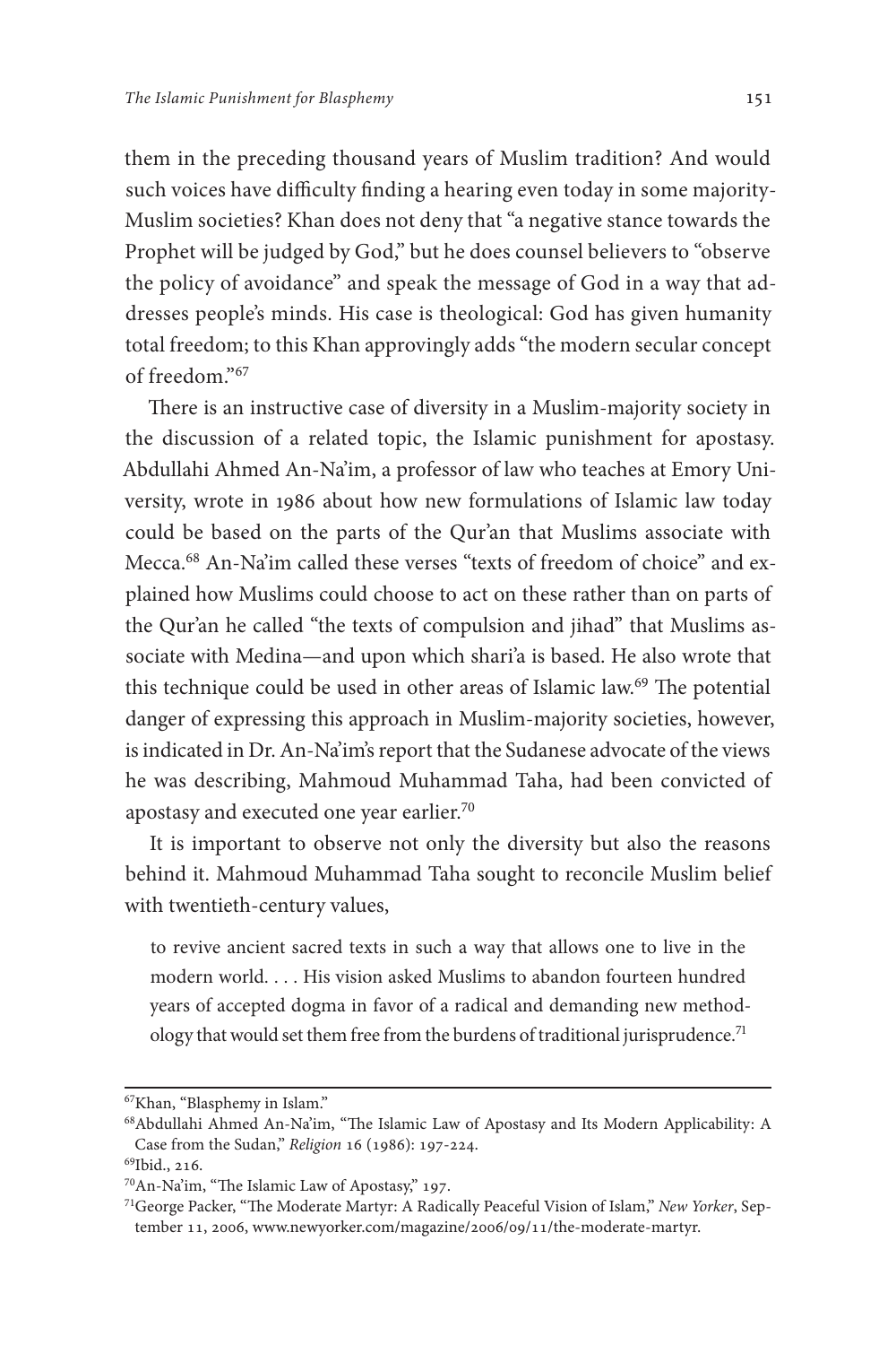them in the preceding thousand years of Muslim tradition? And would such voices have difficulty finding a hearing even today in some majority-Muslim societies? Khan does not deny that "a negative stance towards the Prophet will be judged by God," but he does counsel believers to "observe the policy of avoidance" and speak the message of God in a way that addresses people's minds. His case is theological: God has given humanity total freedom; to this Khan approvingly adds "the modern secular concept of freedom."[67]

There is an instructive case of diversity in a Muslim-majority society in the discussion of a related topic, the Islamic punishment for apostasy. Abdullahi Ahmed An-Na'im, a professor of law who teaches at Emory University, wrote in 1986 about how new formulations of Islamic law today could be based on the parts of the Qur'an that Muslims associate with Mecca.[68] An-Na'im called these verses "texts of freedom of choice" and explained how Muslims could choose to act on these rather than on parts of the Qur'an he called "the texts of compulsion and jihad" that Muslims associate with Medina—and upon which shari'a is based. He also wrote that this technique could be used in other areas of Islamic law.[69] The potential danger of expressing this approach in Muslim-majority societies, however, is indicated in Dr. An-Na'im's report that the Sudanese advocate of the views he was describing, Mahmoud Muhammad Taha, had been convicted of apostasy and executed one year earlier.[70]

It is important to observe not only the diversity but also the reasons behind it. Mahmoud Muhammad Taha sought to reconcile Muslim belief with twentieth-century values,

> to revive ancient sacred texts in such a way that allows one to live in the modern world. . . . His vision asked Muslims to abandon fourteen hundred years of accepted dogma in favor of a radical and demanding new methodology that would set them free from the burdens of traditional jurisprudence.[71]

---

[67]Khan, "Blasphemy in Islam."

[68]Abdullahi Ahmed An-Na'im, "The Islamic Law of Apostasy and Its Modern Applicability: A Case from the Sudan," *Religion* 16 (1986): 197-224.

[69]Ibid., 216.

[70]An-Na'im, "The Islamic Law of Apostasy," 197.

[71]George Packer, "The Moderate Martyr: A Radically Peaceful Vision of Islam," *New Yorker*, September 11, 2006, www.newyorker.com/magazine/2006/09/11/the-moderate-martyr.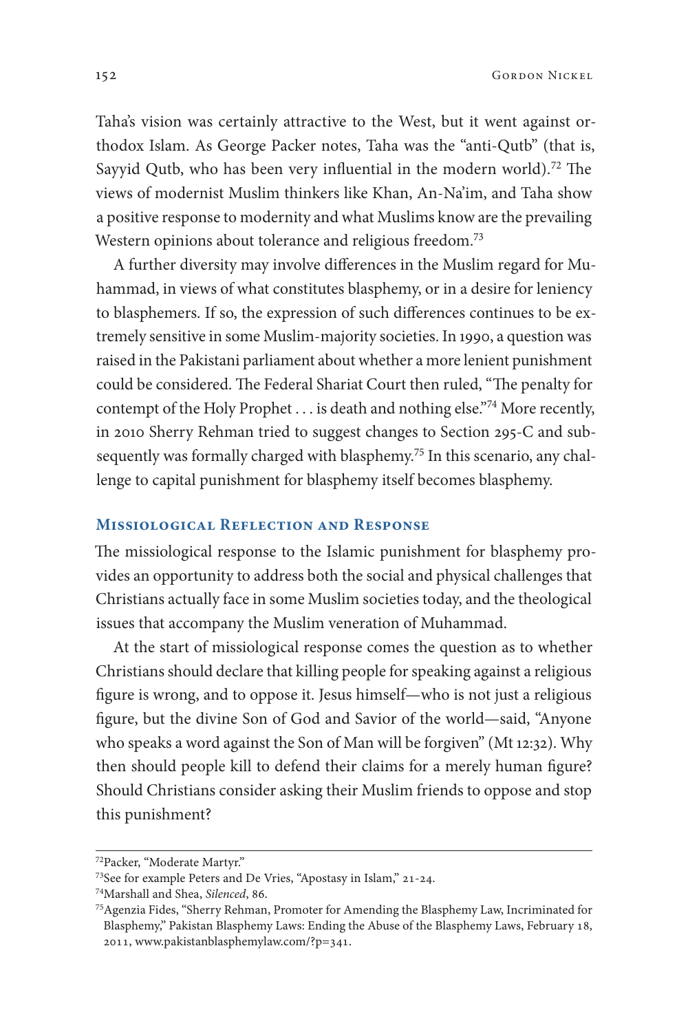Taha's vision was certainly attractive to the West, but it went against orthodox Islam. As George Packer notes, Taha was the "anti-Qutb" (that is, Sayyid Qutb, who has been very influential in the modern world).[72] The views of modernist Muslim thinkers like Khan, An-Na'im, and Taha show a positive response to modernity and what Muslims know are the prevailing Western opinions about tolerance and religious freedom.[73]

A further diversity may involve differences in the Muslim regard for Muhammad, in views of what constitutes blasphemy, or in a desire for leniency to blasphemers. If so, the expression of such differences continues to be extremely sensitive in some Muslim-majority societies. In 1990, a question was raised in the Pakistani parliament about whether a more lenient punishment could be considered. The Federal Shariat Court then ruled, "The penalty for contempt of the Holy Prophet . . . is death and nothing else."[74] More recently, in 2010 Sherry Rehman tried to suggest changes to Section 295-C and subsequently was formally charged with blasphemy.[75] In this scenario, any challenge to capital punishment for blasphemy itself becomes blasphemy.

## Missiological Reflection and Response

The missiological response to the Islamic punishment for blasphemy provides an opportunity to address both the social and physical challenges that Christians actually face in some Muslim societies today, and the theological issues that accompany the Muslim veneration of Muhammad.

At the start of missiological response comes the question as to whether Christians should declare that killing people for speaking against a religious figure is wrong, and to oppose it. Jesus himself—who is not just a religious figure, but the divine Son of God and Savior of the world—said, "Anyone who speaks a word against the Son of Man will be forgiven" (Mt 12:32). Why then should people kill to defend their claims for a merely human figure? Should Christians consider asking their Muslim friends to oppose and stop this punishment?

---

[72] Packer, "Moderate Martyr."

[73] See for example Peters and De Vries, "Apostasy in Islam," 21-24.

[74] Marshall and Shea, *Silenced*, 86.

[75] Agenzia Fides, "Sherry Rehman, Promoter for Amending the Blasphemy Law, Incriminated for Blasphemy," Pakistan Blasphemy Laws: Ending the Abuse of the Blasphemy Laws, February 18, 2011, www.pakistanblasphemylaw.com/?p=341.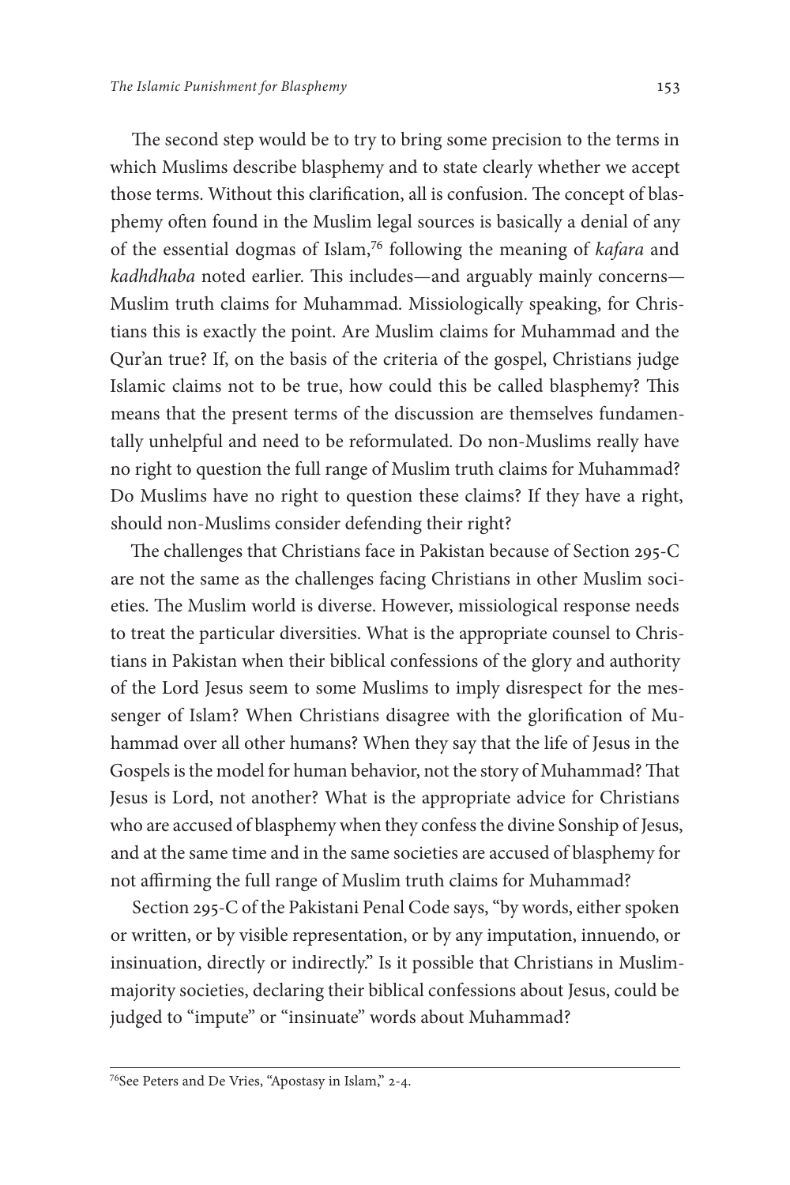The second step would be to try to bring some precision to the terms in which Muslims describe blasphemy and to state clearly whether we accept those terms. Without this clarification, all is confusion. The concept of blasphemy often found in the Muslim legal sources is basically a denial of any of the essential dogmas of Islam,[76] following the meaning of *kafara* and *kadhdhaba* noted earlier. This includes—and arguably mainly concerns—Muslim truth claims for Muhammad. Missiologically speaking, for Christians this is exactly the point. Are Muslim claims for Muhammad and the Qur'an true? If, on the basis of the criteria of the gospel, Christians judge Islamic claims not to be true, how could this be called blasphemy? This means that the present terms of the discussion are themselves fundamentally unhelpful and need to be reformulated. Do non-Muslims really have no right to question the full range of Muslim truth claims for Muhammad? Do Muslims have no right to question these claims? If they have a right, should non-Muslims consider defending their right?

The challenges that Christians face in Pakistan because of Section 295-C are not the same as the challenges facing Christians in other Muslim societies. The Muslim world is diverse. However, missiological response needs to treat the particular diversities. What is the appropriate counsel to Christians in Pakistan when their biblical confessions of the glory and authority of the Lord Jesus seem to some Muslims to imply disrespect for the messenger of Islam? When Christians disagree with the glorification of Muhammad over all other humans? When they say that the life of Jesus in the Gospels is the model for human behavior, not the story of Muhammad? That Jesus is Lord, not another? What is the appropriate advice for Christians who are accused of blasphemy when they confess the divine Sonship of Jesus, and at the same time and in the same societies are accused of blasphemy for not affirming the full range of Muslim truth claims for Muhammad?

Section 295-C of the Pakistani Penal Code says, "by words, either spoken or written, or by visible representation, or by any imputation, innuendo, or insinuation, directly or indirectly." Is it possible that Christians in Muslim-majority societies, declaring their biblical confessions about Jesus, could be judged to "impute" or "insinuate" words about Muhammad?

---

[76] See Peters and De Vries, "Apostasy in Islam," 2-4.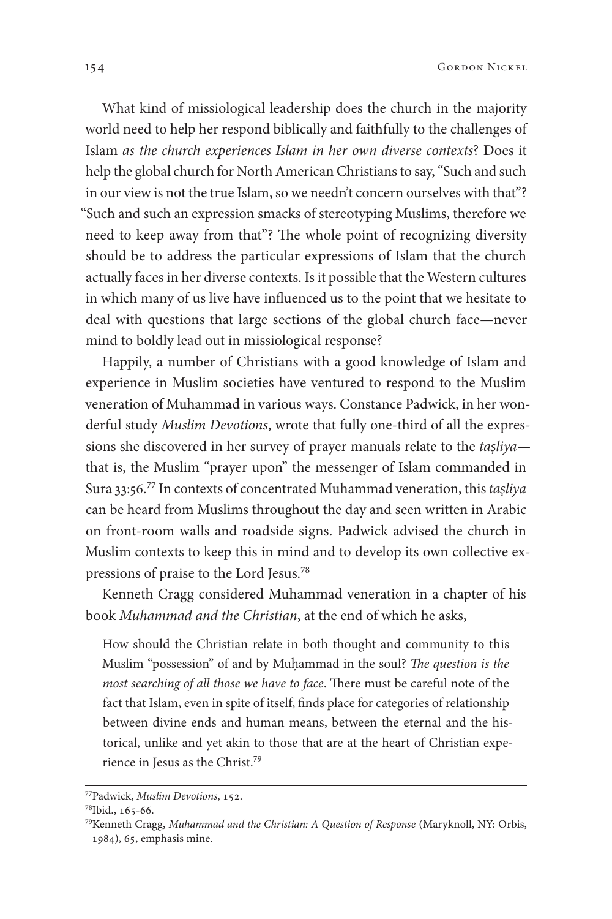What kind of missiological leadership does the church in the majority world need to help her respond biblically and faithfully to the challenges of Islam *as the church experiences Islam in her own diverse contexts*? Does it help the global church for North American Christians to say, "Such and such in our view is not the true Islam, so we needn't concern ourselves with that"? "Such and such an expression smacks of stereotyping Muslims, therefore we need to keep away from that"? The whole point of recognizing diversity should be to address the particular expressions of Islam that the church actually faces in her diverse contexts. Is it possible that the Western cultures in which many of us live have influenced us to the point that we hesitate to deal with questions that large sections of the global church face—never mind to boldly lead out in missiological response?

Happily, a number of Christians with a good knowledge of Islam and experience in Muslim societies have ventured to respond to the Muslim veneration of Muhammad in various ways. Constance Padwick, in her wonderful study *Muslim Devotions*, wrote that fully one-third of all the expressions she discovered in her survey of prayer manuals relate to the *taṣliya*—that is, the Muslim "prayer upon" the messenger of Islam commanded in Sura 33:56.[77] In contexts of concentrated Muhammad veneration, this *taṣliya* can be heard from Muslims throughout the day and seen written in Arabic on front-room walls and roadside signs. Padwick advised the church in Muslim contexts to keep this in mind and to develop its own collective expressions of praise to the Lord Jesus.[78]

Kenneth Cragg considered Muhammad veneration in a chapter of his book *Muhammad and the Christian*, at the end of which he asks,

> How should the Christian relate in both thought and community to this Muslim "possession" of and by Muḥammad in the soul? *The question is the most searching of all those we have to face*. There must be careful note of the fact that Islam, even in spite of itself, finds place for categories of relationship between divine ends and human means, between the eternal and the historical, unlike and yet akin to those that are at the heart of Christian experience in Jesus as the Christ.[79]

---

[77] Padwick, *Muslim Devotions*, 152.

[78] Ibid., 165-66.

[79] Kenneth Cragg, *Muhammad and the Christian: A Question of Response* (Maryknoll, NY: Orbis, 1984), 65, emphasis mine.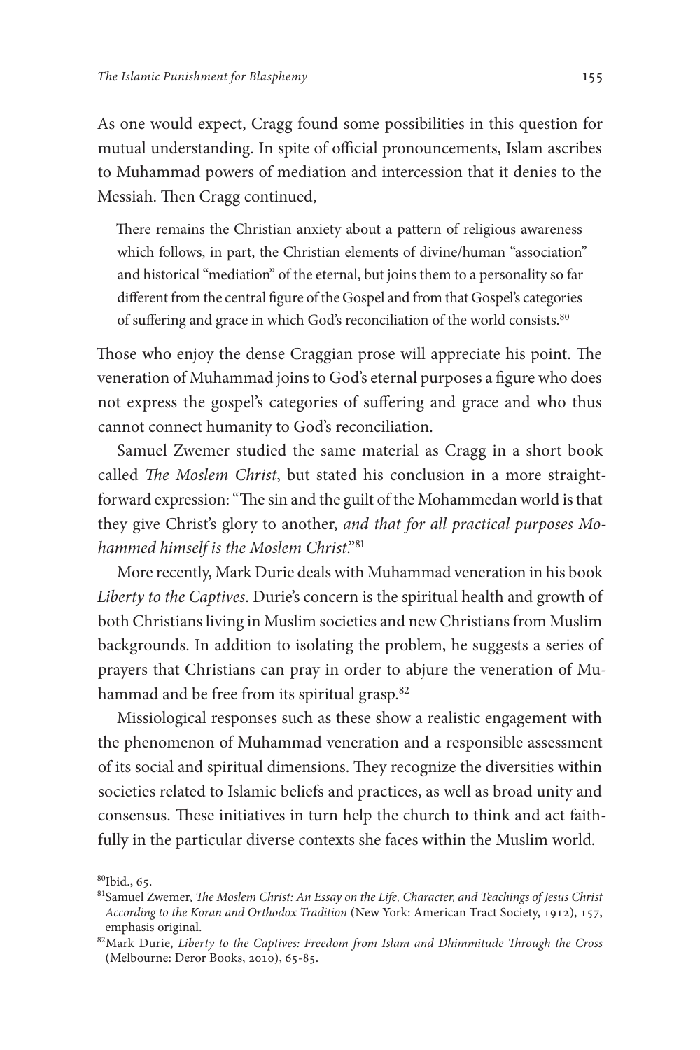As one would expect, Cragg found some possibilities in this question for mutual understanding. In spite of official pronouncements, Islam ascribes to Muhammad powers of mediation and intercession that it denies to the Messiah. Then Cragg continued,

> There remains the Christian anxiety about a pattern of religious awareness which follows, in part, the Christian elements of divine/human "association" and historical "mediation" of the eternal, but joins them to a personality so far different from the central figure of the Gospel and from that Gospel's categories of suffering and grace in which God's reconciliation of the world consists.[80]

Those who enjoy the dense Craggian prose will appreciate his point. The veneration of Muhammad joins to God's eternal purposes a figure who does not express the gospel's categories of suffering and grace and who thus cannot connect humanity to God's reconciliation.

Samuel Zwemer studied the same material as Cragg in a short book called *The Moslem Christ*, but stated his conclusion in a more straightforward expression: "The sin and the guilt of the Mohammedan world is that they give Christ's glory to another, *and that for all practical purposes Mohammed himself is the Moslem Christ*."[81]

More recently, Mark Durie deals with Muhammad veneration in his book *Liberty to the Captives*. Durie's concern is the spiritual health and growth of both Christians living in Muslim societies and new Christians from Muslim backgrounds. In addition to isolating the problem, he suggests a series of prayers that Christians can pray in order to abjure the veneration of Muhammad and be free from its spiritual grasp.[82]

Missiological responses such as these show a realistic engagement with the phenomenon of Muhammad veneration and a responsible assessment of its social and spiritual dimensions. They recognize the diversities within societies related to Islamic beliefs and practices, as well as broad unity and consensus. These initiatives in turn help the church to think and act faithfully in the particular diverse contexts she faces within the Muslim world.

---

[80]Ibid., 65.

[81]Samuel Zwemer, *The Moslem Christ: An Essay on the Life, Character, and Teachings of Jesus Christ According to the Koran and Orthodox Tradition* (New York: American Tract Society, 1912), 157, emphasis original.

[82]Mark Durie, *Liberty to the Captives: Freedom from Islam and Dhimmitude Through the Cross* (Melbourne: Deror Books, 2010), 65-85.